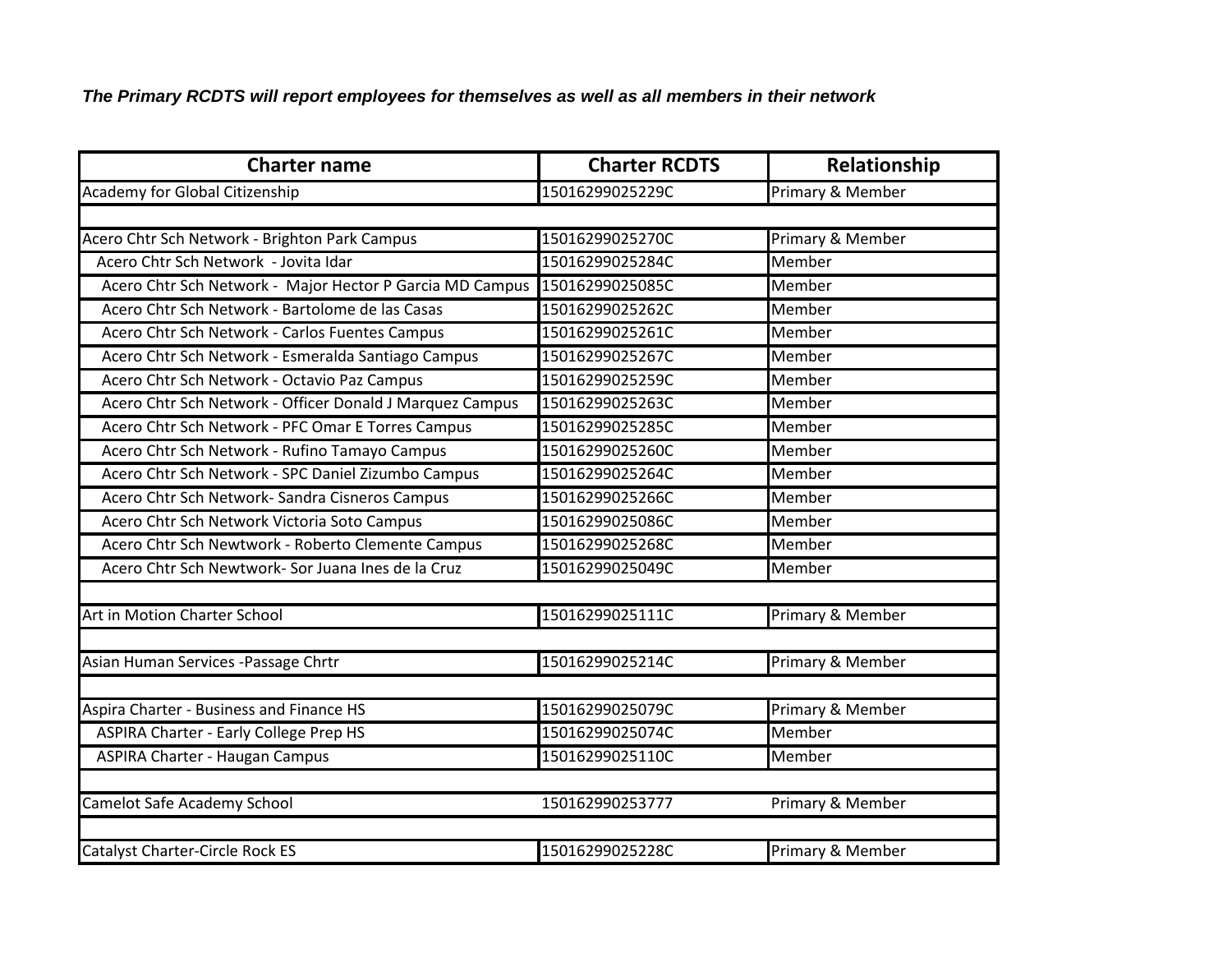***The Primary RCDTS will report employees for themselves as well as all members in their network***

| Charter name | Charter RCDTS | Relationship |
|---|---|---|
| Academy for Global Citizenship | 15016299025229C | Primary & Member |
| | | |
| Acero Chtr Sch Network - Brighton Park Campus | 15016299025270C | Primary & Member |
| Acero Chtr Sch Network - Jovita Idar | 15016299025284C | Member |
| Acero Chtr Sch Network - Major Hector P Garcia MD Campus | 15016299025085C | Member |
| Acero Chtr Sch Network - Bartolome de las Casas | 15016299025262C | Member |
| Acero Chtr Sch Network - Carlos Fuentes Campus | 15016299025261C | Member |
| Acero Chtr Sch Network - Esmeralda Santiago Campus | 15016299025267C | Member |
| Acero Chtr Sch Network - Octavio Paz Campus | 15016299025259C | Member |
| Acero Chtr Sch Network - Officer Donald J Marquez Campus | 15016299025263C | Member |
| Acero Chtr Sch Network - PFC Omar E Torres Campus | 15016299025285C | Member |
| Acero Chtr Sch Network - Rufino Tamayo Campus | 15016299025260C | Member |
| Acero Chtr Sch Network - SPC Daniel Zizumbo Campus | 15016299025264C | Member |
| Acero Chtr Sch Network- Sandra Cisneros Campus | 15016299025266C | Member |
| Acero Chtr Sch Network Victoria Soto Campus | 15016299025086C | Member |
| Acero Chtr Sch Newtwork - Roberto Clemente Campus | 15016299025268C | Member |
| Acero Chtr Sch Newtwork- Sor Juana Ines de la Cruz | 15016299025049C | Member |
| | | |
| Art in Motion Charter School | 15016299025111C | Primary & Member |
| | | |
| Asian Human Services -Passage Chrtr | 15016299025214C | Primary & Member |
| | | |
| Aspira Charter - Business and Finance HS | 15016299025079C | Primary & Member |
| ASPIRA Charter - Early College Prep HS | 15016299025074C | Member |
| ASPIRA Charter - Haugan Campus | 15016299025110C | Member |
| | | |
| Camelot Safe Academy School | 150162990253777 | Primary & Member |
| | | |
| Catalyst Charter-Circle Rock ES | 15016299025228C | Primary & Member |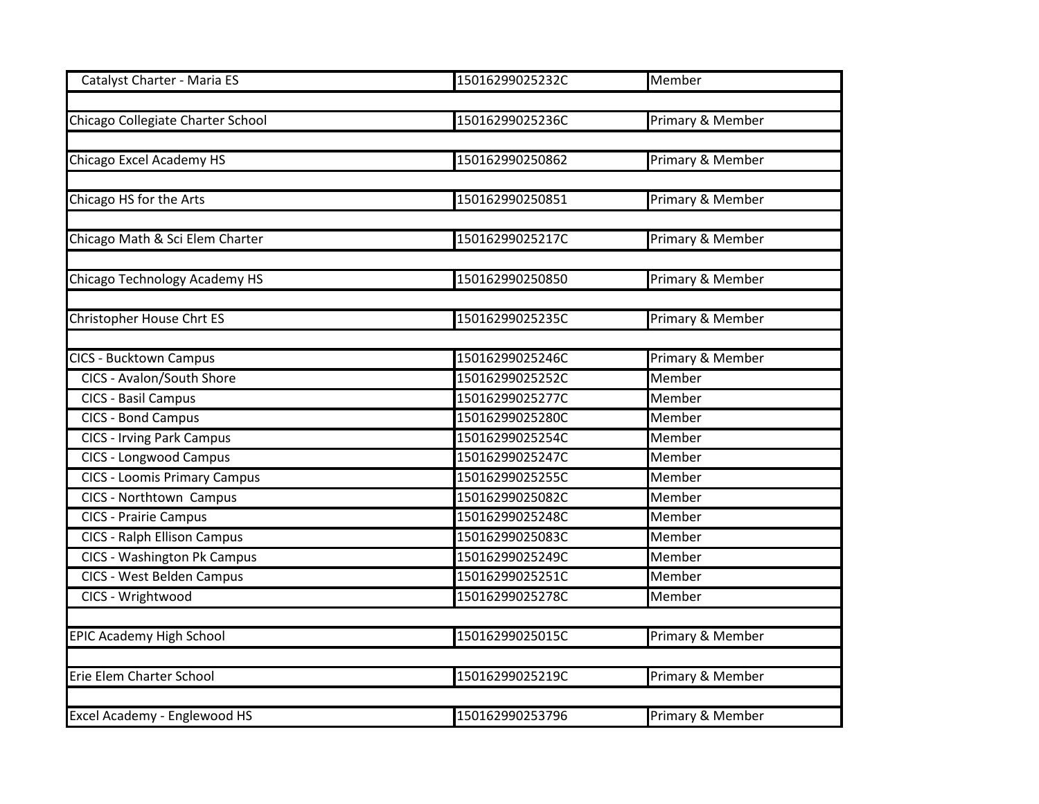| | | |
|---|---|---|
| Catalyst Charter - Maria ES | 15016299025232C | Member |
| | | |
| Chicago Collegiate Charter School | 15016299025236C | Primary & Member |
| | | |
| Chicago Excel Academy HS | 150162990250862 | Primary & Member |
| | | |
| Chicago HS for the Arts | 150162990250851 | Primary & Member |
| | | |
| Chicago Math & Sci Elem Charter | 15016299025217C | Primary & Member |
| | | |
| Chicago Technology Academy HS | 150162990250850 | Primary & Member |
| | | |
| Christopher House Chrt ES | 15016299025235C | Primary & Member |
| | | |
| CICS - Bucktown Campus | 15016299025246C | Primary & Member |
| CICS - Avalon/South Shore | 15016299025252C | Member |
| CICS - Basil Campus | 15016299025277C | Member |
| CICS - Bond Campus | 15016299025280C | Member |
| CICS - Irving Park Campus | 15016299025254C | Member |
| CICS - Longwood Campus | 15016299025247C | Member |
| CICS - Loomis Primary Campus | 15016299025255C | Member |
| CICS - Northtown Campus | 15016299025082C | Member |
| CICS - Prairie Campus | 15016299025248C | Member |
| CICS - Ralph Ellison Campus | 15016299025083C | Member |
| CICS - Washington Pk Campus | 15016299025249C | Member |
| CICS - West Belden Campus | 15016299025251C | Member |
| CICS - Wrightwood | 15016299025278C | Member |
| | | |
| EPIC Academy High School | 15016299025015C | Primary & Member |
| | | |
| Erie Elem Charter School | 15016299025219C | Primary & Member |
| | | |
| Excel Academy - Englewood HS | 150162990253796 | Primary & Member |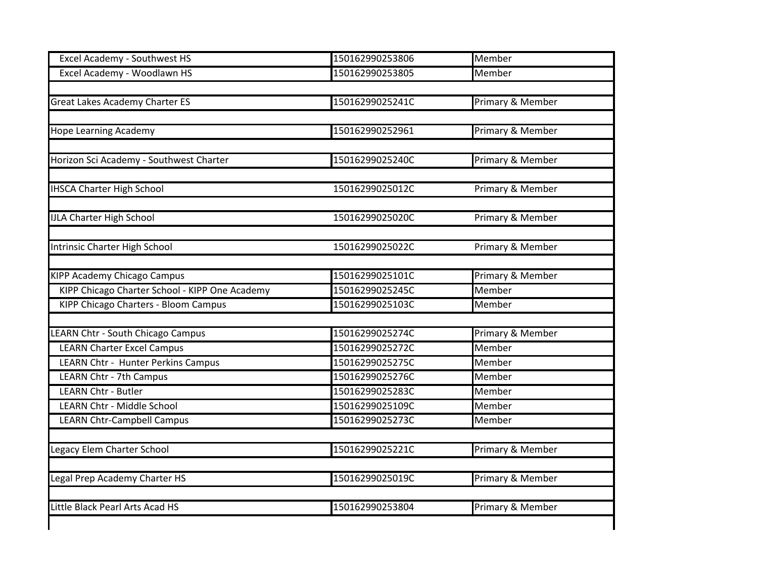| | | |
|---|---|---|
| Excel Academy - Southwest HS | 150162990253806 | Member |
| Excel Academy - Woodlawn HS | 150162990253805 | Member |
| | | |
| Great Lakes Academy Charter ES | 15016299025241C | Primary & Member |
| | | |
| Hope Learning Academy | 150162990252961 | Primary & Member |
| | | |
| Horizon Sci Academy - Southwest Charter | 15016299025240C | Primary & Member |
| | | |
| IHSCA Charter High School | 15016299025012C | Primary & Member |
| | | |
| IJLA Charter High School | 15016299025020C | Primary & Member |
| | | |
| Intrinsic Charter High School | 15016299025022C | Primary & Member |
| | | |
| KIPP Academy Chicago Campus | 15016299025101C | Primary & Member |
| KIPP Chicago Charter School - KIPP One Academy | 15016299025245C | Member |
| KIPP Chicago Charters - Bloom Campus | 15016299025103C | Member |
| | | |
| LEARN Chtr - South Chicago Campus | 15016299025274C | Primary & Member |
| LEARN Charter Excel Campus | 15016299025272C | Member |
| LEARN Chtr - Hunter Perkins Campus | 15016299025275C | Member |
| LEARN Chtr - 7th Campus | 15016299025276C | Member |
| LEARN Chtr - Butler | 15016299025283C | Member |
| LEARN Chtr - Middle School | 15016299025109C | Member |
| LEARN Chtr-Campbell Campus | 15016299025273C | Member |
| | | |
| Legacy Elem Charter School | 15016299025221C | Primary & Member |
| | | |
| Legal Prep Academy Charter HS | 15016299025019C | Primary & Member |
| | | |
| Little Black Pearl Arts Acad HS | 150162990253804 | Primary & Member |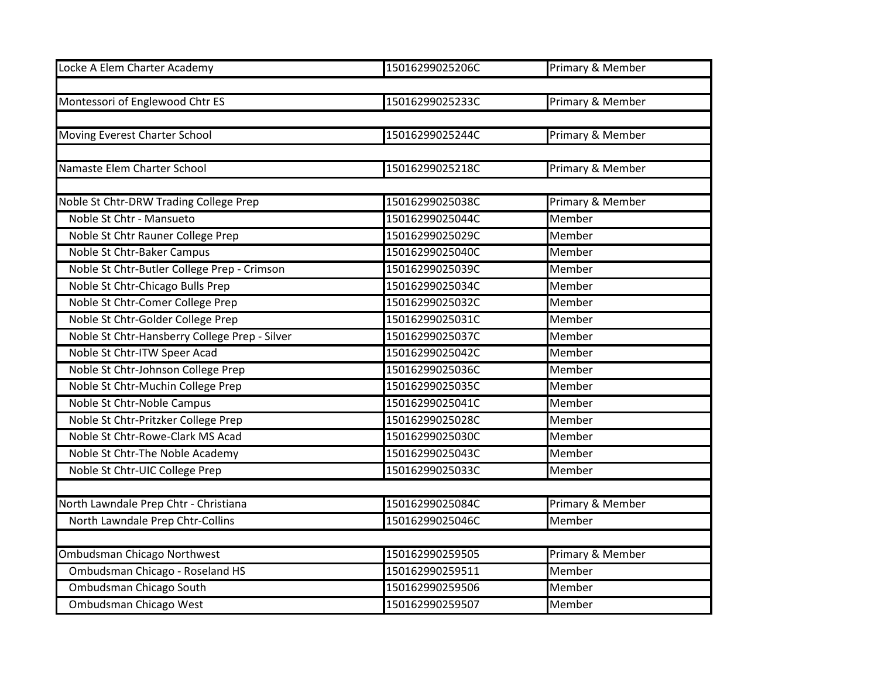| | | |
|---|---|---|
| Locke A Elem Charter Academy | 15016299025206C | Primary & Member |
| | | |
| Montessori of Englewood Chtr ES | 15016299025233C | Primary & Member |
| | | |
| Moving Everest Charter School | 15016299025244C | Primary & Member |
| | | |
| Namaste Elem Charter School | 15016299025218C | Primary & Member |
| | | |
| Noble St Chtr-DRW Trading College Prep | 15016299025038C | Primary & Member |
| Noble St Chtr - Mansueto | 15016299025044C | Member |
| Noble St Chtr Rauner College Prep | 15016299025029C | Member |
| Noble St Chtr-Baker Campus | 15016299025040C | Member |
| Noble St Chtr-Butler College Prep - Crimson | 15016299025039C | Member |
| Noble St Chtr-Chicago Bulls Prep | 15016299025034C | Member |
| Noble St Chtr-Comer College Prep | 15016299025032C | Member |
| Noble St Chtr-Golder College Prep | 15016299025031C | Member |
| Noble St Chtr-Hansberry College Prep - Silver | 15016299025037C | Member |
| Noble St Chtr-ITW Speer Acad | 15016299025042C | Member |
| Noble St Chtr-Johnson College Prep | 15016299025036C | Member |
| Noble St Chtr-Muchin College Prep | 15016299025035C | Member |
| Noble St Chtr-Noble Campus | 15016299025041C | Member |
| Noble St Chtr-Pritzker College Prep | 15016299025028C | Member |
| Noble St Chtr-Rowe-Clark MS Acad | 15016299025030C | Member |
| Noble St Chtr-The Noble Academy | 15016299025043C | Member |
| Noble St Chtr-UIC College Prep | 15016299025033C | Member |
| | | |
| North Lawndale Prep Chtr - Christiana | 15016299025084C | Primary & Member |
| North Lawndale Prep Chtr-Collins | 15016299025046C | Member |
| | | |
| Ombudsman Chicago Northwest | 150162990259505 | Primary & Member |
| Ombudsman Chicago - Roseland HS | 150162990259511 | Member |
| Ombudsman Chicago South | 150162990259506 | Member |
| Ombudsman Chicago West | 150162990259507 | Member |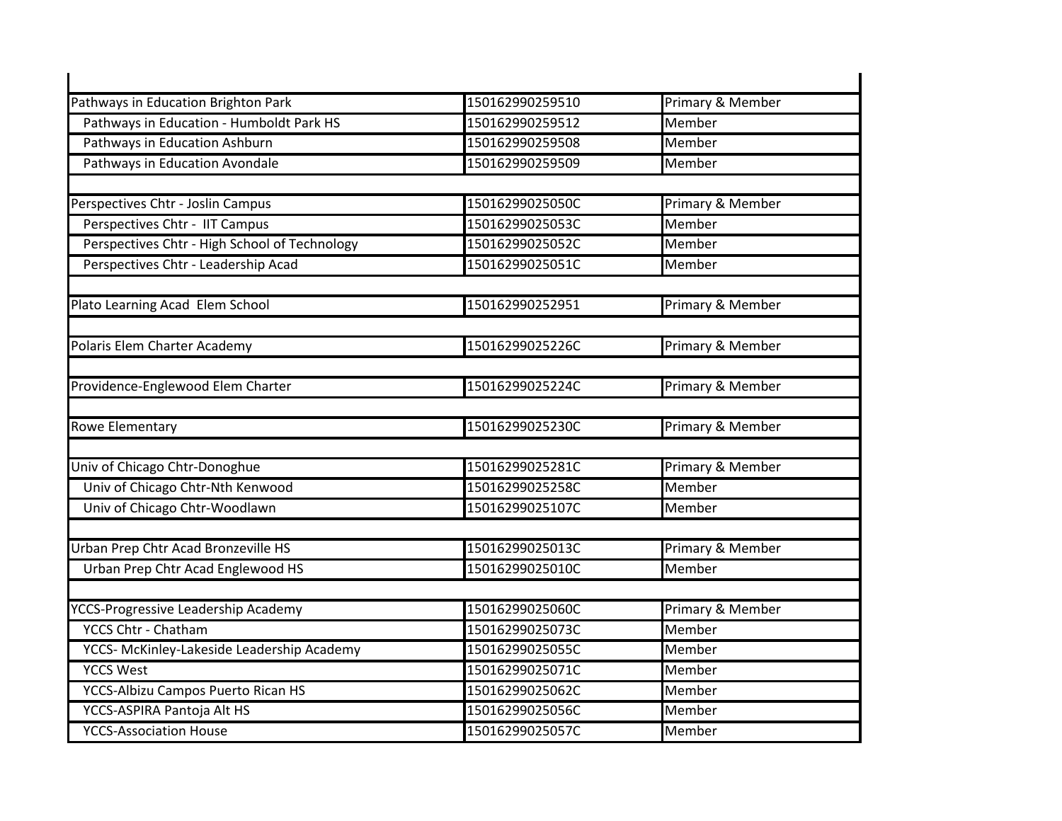| | | |
|---|---|---|
| Pathways in Education Brighton Park | 150162990259510 | Primary & Member |
| Pathways in Education - Humboldt Park HS | 150162990259512 | Member |
| Pathways in Education Ashburn | 150162990259508 | Member |
| Pathways in Education Avondale | 150162990259509 | Member |
| | | |
| Perspectives Chtr - Joslin Campus | 15016299025050C | Primary & Member |
| Perspectives Chtr - IIT Campus | 15016299025053C | Member |
| Perspectives Chtr - High School of Technology | 15016299025052C | Member |
| Perspectives Chtr - Leadership Acad | 15016299025051C | Member |
| | | |
| Plato Learning Acad Elem School | 150162990252951 | Primary & Member |
| | | |
| Polaris Elem Charter Academy | 15016299025226C | Primary & Member |
| | | |
| Providence-Englewood Elem Charter | 15016299025224C | Primary & Member |
| | | |
| Rowe Elementary | 15016299025230C | Primary & Member |
| | | |
| Univ of Chicago Chtr-Donoghue | 15016299025281C | Primary & Member |
| Univ of Chicago Chtr-Nth Kenwood | 15016299025258C | Member |
| Univ of Chicago Chtr-Woodlawn | 15016299025107C | Member |
| | | |
| Urban Prep Chtr Acad Bronzeville HS | 15016299025013C | Primary & Member |
| Urban Prep Chtr Acad Englewood HS | 15016299025010C | Member |
| | | |
| YCCS-Progressive Leadership Academy | 15016299025060C | Primary & Member |
| YCCS Chtr - Chatham | 15016299025073C | Member |
| YCCS- McKinley-Lakeside Leadership Academy | 15016299025055C | Member |
| YCCS West | 15016299025071C | Member |
| YCCS-Albizu Campos Puerto Rican HS | 15016299025062C | Member |
| YCCS-ASPIRA Pantoja Alt HS | 15016299025056C | Member |
| YCCS-Association House | 15016299025057C | Member |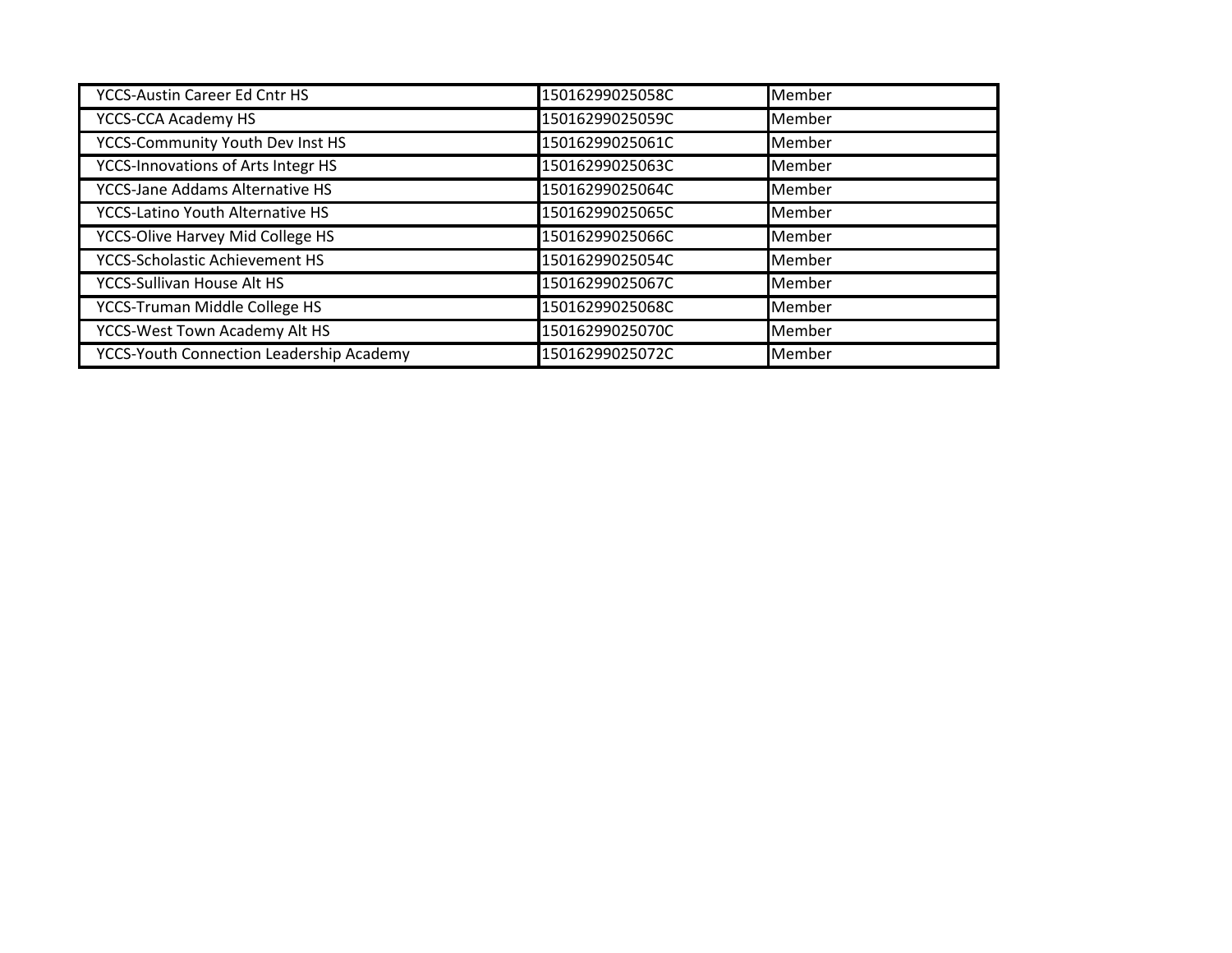| | | |
|---|---|---|
| YCCS-Austin Career Ed Cntr HS | 15016299025058C | Member |
| YCCS-CCA Academy HS | 15016299025059C | Member |
| YCCS-Community Youth Dev Inst HS | 15016299025061C | Member |
| YCCS-Innovations of Arts Integr HS | 15016299025063C | Member |
| YCCS-Jane Addams Alternative HS | 15016299025064C | Member |
| YCCS-Latino Youth Alternative HS | 15016299025065C | Member |
| YCCS-Olive Harvey Mid College HS | 15016299025066C | Member |
| YCCS-Scholastic Achievement HS | 15016299025054C | Member |
| YCCS-Sullivan House Alt HS | 15016299025067C | Member |
| YCCS-Truman Middle College HS | 15016299025068C | Member |
| YCCS-West Town Academy Alt HS | 15016299025070C | Member |
| YCCS-Youth Connection Leadership Academy | 15016299025072C | Member |